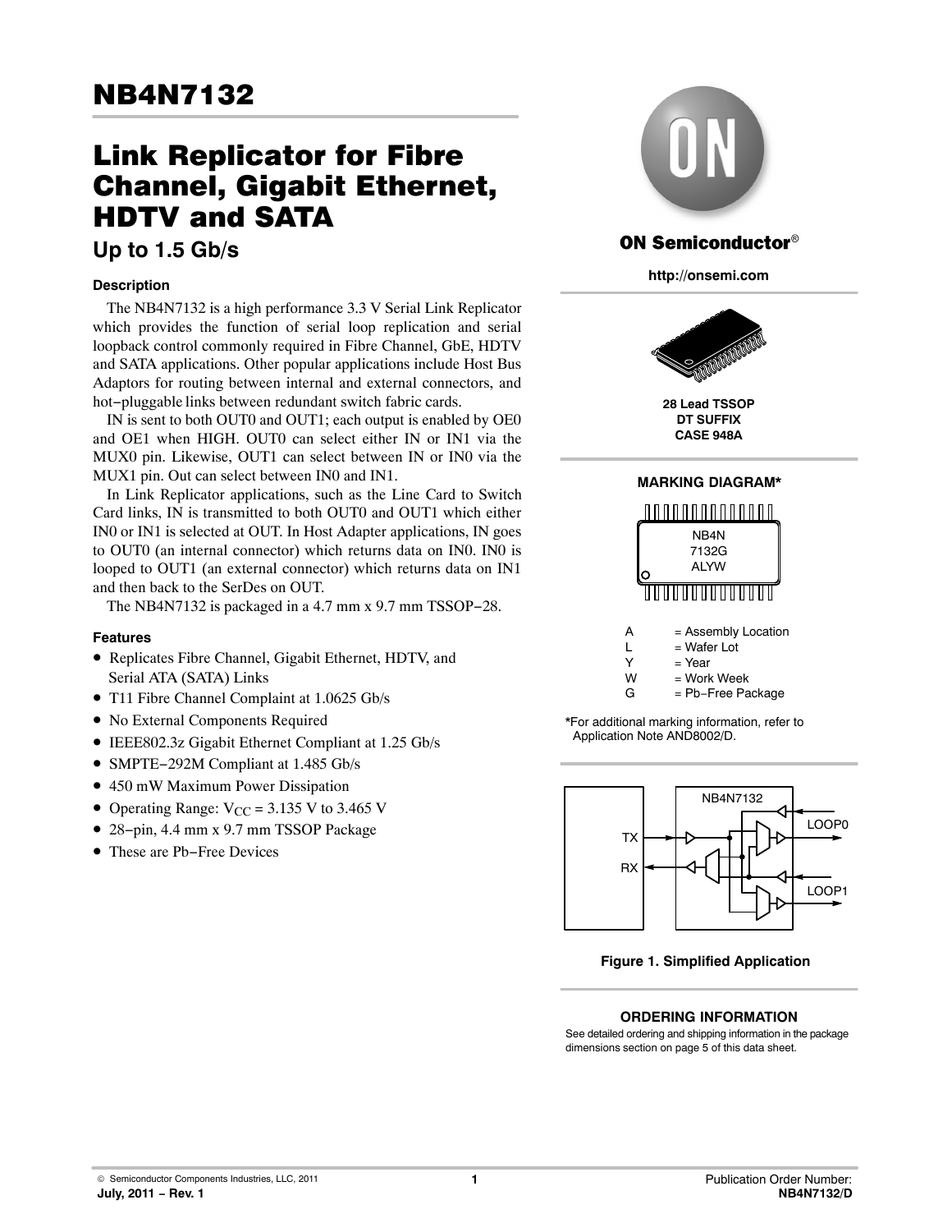# NB4N7132

# Link Replicator for Fibre Channel, Gigabit Ethernet, HDTV and SATA

## Up to 1.5 Gb/s

ON Semiconductor®

http://onsemi.com

### Description

The NB4N7132 is a high performance 3.3 V Serial Link Replicator which provides the function of serial loop replication and serial loopback control commonly required in Fibre Channel, GbE, HDTV and SATA applications. Other popular applications include Host Bus Adaptors for routing between internal and external connectors, and hot−pluggable links between redundant switch fabric cards.

IN is sent to both OUT0 and OUT1; each output is enabled by OE0 and OE1 when HIGH. OUT0 can select either IN or IN1 via the MUX0 pin. Likewise, OUT1 can select between IN or IN0 via the MUX1 pin. Out can select between IN0 and IN1.

In Link Replicator applications, such as the Line Card to Switch Card links, IN is transmitted to both OUT0 and OUT1 which either IN0 or IN1 is selected at OUT. In Host Adapter applications, IN goes to OUT0 (an internal connector) which returns data on IN0. IN0 is looped to OUT1 (an external connector) which returns data on IN1 and then back to the SerDes on OUT.

The NB4N7132 is packaged in a 4.7 mm x 9.7 mm TSSOP−28.

### Features

- Replicates Fibre Channel, Gigabit Ethernet, HDTV, and Serial ATA (SATA) Links
- T11 Fibre Channel Complaint at 1.0625 Gb/s
- No External Components Required
- IEEE802.3z Gigabit Ethernet Compliant at 1.25 Gb/s
- SMPTE−292M Compliant at 1.485 Gb/s
- 450 mW Maximum Power Dissipation
- Operating Range: $V_{CC}$ = 3.135 V to 3.465 V
- 28−pin, 4.4 mm x 9.7 mm TSSOP Package
- These are Pb−Free Devices

**28 Lead TSSOP**
**DT SUFFIX**
**CASE 948A**

### MARKING DIAGRAM*

NB4N
7132G
ALYW

| | |
|---|---|
| A | = Assembly Location |
| L | = Wafer Lot |
| Y | = Year |
| W | = Work Week |
| G | = Pb−Free Package |

*For additional marking information, refer to Application Note AND8002/D.

NB4N7132 — TX, RX, LOOP0, LOOP1

**Figure 1. Simplified Application**

### ORDERING INFORMATION

See detailed ordering and shipping information in the package dimensions section on page 5 of this data sheet.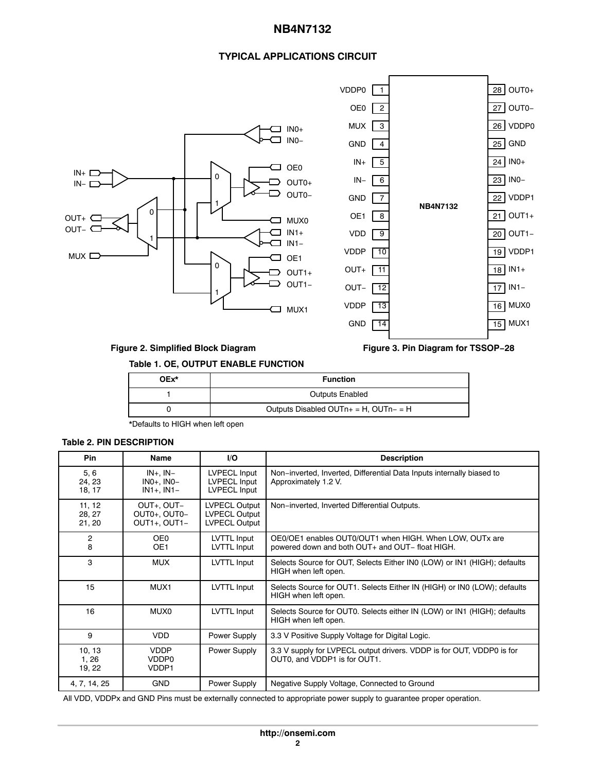## TYPICAL APPLICATIONS CIRCUIT

Figure 2. Simplified Block Diagram

Figure 3. Pin Diagram for TSSOP−28

**Table 1. OE, OUTPUT ENABLE FUNCTION**

| OEx* | Function |
|---|---|
| 1 | Outputs Enabled |
| 0 | Outputs Disabled OUTn+ = H, OUTn− = H |

*Defaults to HIGH when left open

**Table 2. PIN DESCRIPTION**

| Pin | Name | I/O | Description |
|---|---|---|---|
| 5, 6<br>24, 23<br>18, 17 | IN+, IN−<br>IN0+, IN0−<br>IN1+, IN1− | LVPECL Input<br>LVPECL Input<br>LVPECL Input | Non−inverted, Inverted, Differential Data Inputs internally biased to Approximately 1.2 V. |
| 11, 12<br>28, 27<br>21, 20 | OUT+, OUT−<br>OUT0+, OUT0−<br>OUT1+, OUT1− | LVPECL Output<br>LVPECL Output<br>LVPECL Output | Non−inverted, Inverted Differential Outputs. |
| 2<br>8 | OE0<br>OE1 | LVTTL Input<br>LVTTL Input | OE0/OE1 enables OUT0/OUT1 when HIGH. When LOW, OUTx are powered down and both OUT+ and OUT− float HIGH. |
| 3 | MUX | LVTTL Input | Selects Source for OUT, Selects Either IN0 (LOW) or IN1 (HIGH); defaults HIGH when left open. |
| 15 | MUX1 | LVTTL Input | Selects Source for OUT1. Selects Either IN (HIGH) or IN0 (LOW); defaults HIGH when left open. |
| 16 | MUX0 | LVTTL Input | Selects Source for OUT0. Selects either IN (LOW) or IN1 (HIGH); defaults HIGH when left open. |
| 9 | VDD | Power Supply | 3.3 V Positive Supply Voltage for Digital Logic. |
| 10, 13<br>1, 26<br>19, 22 | VDDP<br>VDDP0<br>VDDP1 | Power Supply | 3.3 V supply for LVPECL output drivers. VDDP is for OUT, VDDP0 is for OUT0, and VDDP1 is for OUT1. |
| 4, 7, 14, 25 | GND | Power Supply | Negative Supply Voltage, Connected to Ground |

All VDD, VDDPx and GND Pins must be externally connected to appropriate power supply to guarantee proper operation.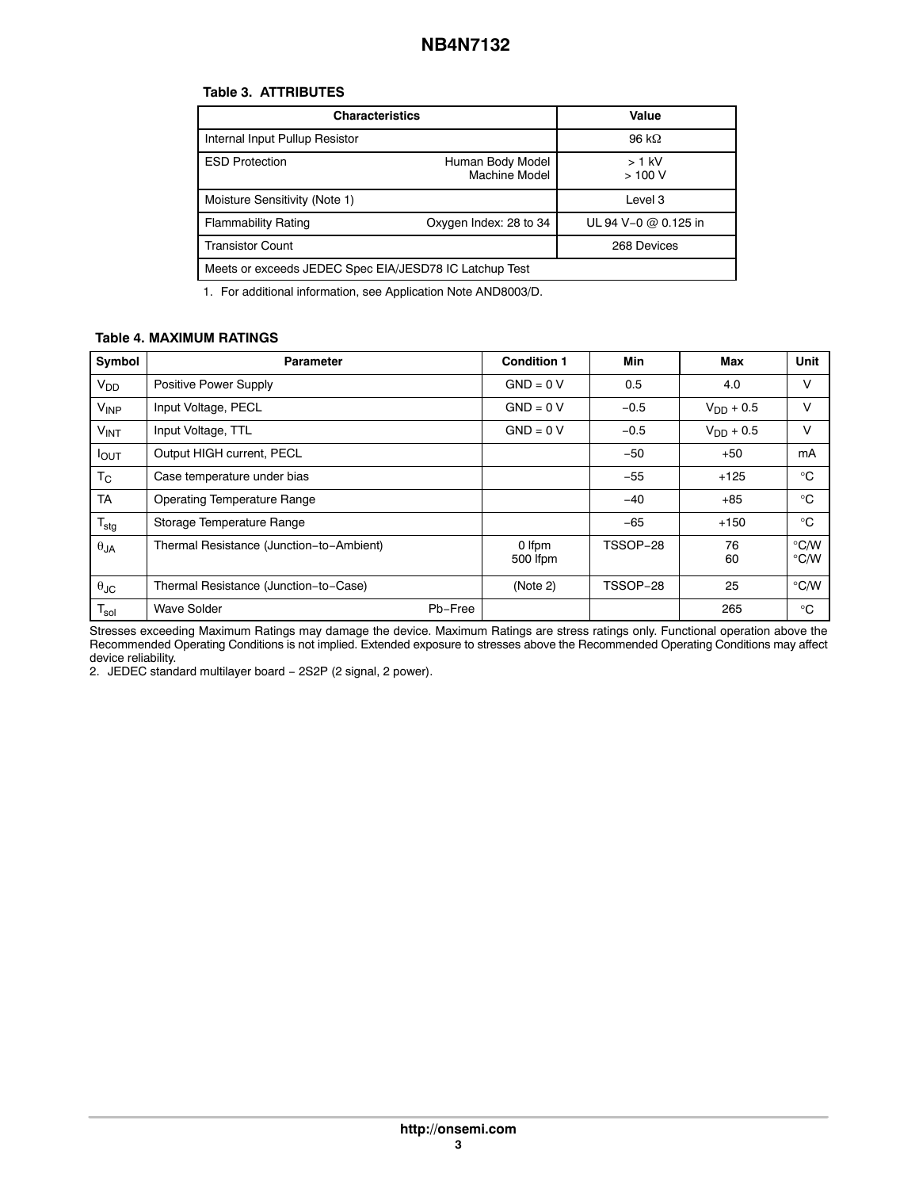**Table 3. ATTRIBUTES**

| Characteristics | | Value |
|---|---|---|
| Internal Input Pullup Resistor | | 96 kΩ |
| ESD Protection | Human Body Model<br>Machine Model | > 1 kV<br>> 100 V |
| Moisture Sensitivity (Note 1) | | Level 3 |
| Flammability Rating | Oxygen Index: 28 to 34 | UL 94 V−0 @ 0.125 in |
| Transistor Count | | 268 Devices |
| Meets or exceeds JEDEC Spec EIA/JESD78 IC Latchup Test | | |

1. For additional information, see Application Note AND8003/D.

**Table 4. MAXIMUM RATINGS**

| Symbol | Parameter | Condition 1 | Min | Max | Unit |
|---|---|---|---|---|---|
| $V_{DD}$ | Positive Power Supply | GND = 0 V | 0.5 | 4.0 | V |
| $V_{INP}$ | Input Voltage, PECL | GND = 0 V | −0.5 | $V_{DD}$ + 0.5 | V |
| $V_{INT}$ | Input Voltage, TTL | GND = 0 V | −0.5 | $V_{DD}$ + 0.5 | V |
| $I_{OUT}$ | Output HIGH current, PECL | | −50 | +50 | mA |
| $T_C$ | Case temperature under bias | | −55 | +125 | °C |
| TA | Operating Temperature Range | | −40 | +85 | °C |
| $T_{stg}$ | Storage Temperature Range | | −65 | +150 | °C |
| $\theta_{JA}$ | Thermal Resistance (Junction−to−Ambient) | 0 lfpm<br>500 lfpm | TSSOP−28 | 76<br>60 | °C/W<br>°C/W |
| $\theta_{JC}$ | Thermal Resistance (Junction−to−Case) | (Note 2) | TSSOP−28 | 25 | °C/W |
| $T_{sol}$ | Wave Solder Pb−Free | | | 265 | °C |

Stresses exceeding Maximum Ratings may damage the device. Maximum Ratings are stress ratings only. Functional operation above the Recommended Operating Conditions is not implied. Extended exposure to stresses above the Recommended Operating Conditions may affect device reliability.

2. JEDEC standard multilayer board − 2S2P (2 signal, 2 power).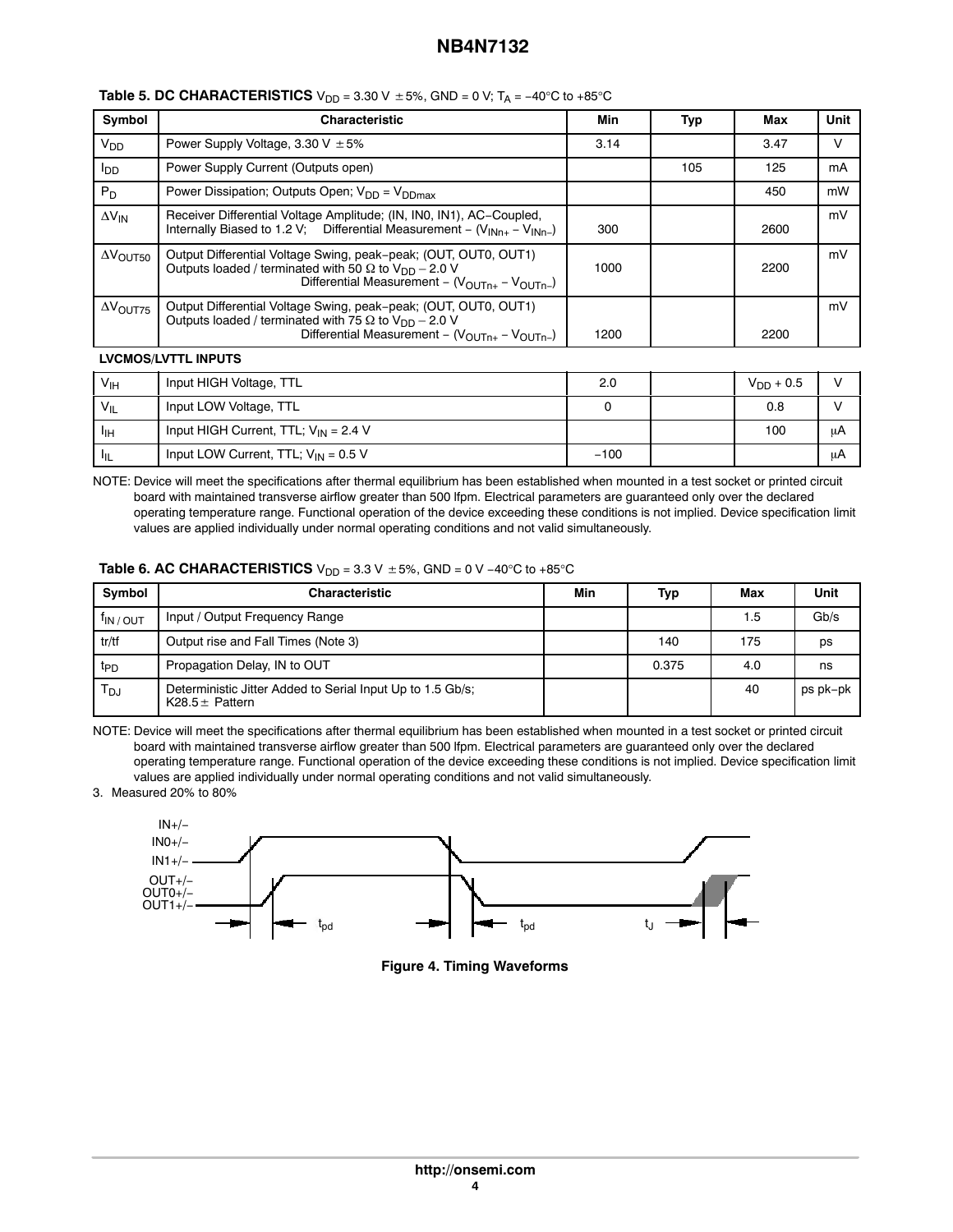**Table 5. DC CHARACTERISTICS** $V_{DD}$ = 3.30 V ±5%, GND = 0 V; $T_A$ = −40°C to +85°C

| Symbol | Characteristic | Min | Typ | Max | Unit |
|---|---|---|---|---|---|
| $V_{DD}$ | Power Supply Voltage, 3.30 V ±5% | 3.14 | | 3.47 | V |
| $I_{DD}$ | Power Supply Current (Outputs open) | | 105 | 125 | mA |
| $P_D$ | Power Dissipation; Outputs Open; $V_{DD} = V_{DDmax}$ | | | 450 | mW |
| $\Delta V_{IN}$ | Receiver Differential Voltage Amplitude; (IN, IN0, IN1), AC−Coupled, Internally Biased to 1.2 V; Differential Measurement − ($V_{INn+} - V_{INn-}$) | 300 | | 2600 | mV |
| $\Delta V_{OUT50}$ | Output Differential Voltage Swing, peak−peak; (OUT, OUT0, OUT1) Outputs loaded / terminated with 50 Ω to $V_{DD}$ − 2.0 V Differential Measurement − ($V_{OUTn+} - V_{OUTn-}$) | 1000 | | 2200 | mV |
| $\Delta V_{OUT75}$ | Output Differential Voltage Swing, peak−peak; (OUT, OUT0, OUT1) Outputs loaded / terminated with 75 Ω to $V_{DD}$ − 2.0 V Differential Measurement − ($V_{OUTn+} - V_{OUTn-}$) | 1200 | | 2200 | mV |
| **LVCMOS/LVTTL INPUTS** | | | | | |
| $V_{IH}$ | Input HIGH Voltage, TTL | 2.0 | | $V_{DD}$ + 0.5 | V |
| $V_{IL}$ | Input LOW Voltage, TTL | 0 | | 0.8 | V |
| $I_{IH}$ | Input HIGH Current, TTL; $V_{IN}$ = 2.4 V | | | 100 | μA |
| $I_{IL}$ | Input LOW Current, TTL; $V_{IN}$ = 0.5 V | −100 | | | μA |

NOTE: Device will meet the specifications after thermal equilibrium has been established when mounted in a test socket or printed circuit board with maintained transverse airflow greater than 500 lfpm. Electrical parameters are guaranteed only over the declared operating temperature range. Functional operation of the device exceeding these conditions is not implied. Device specification limit values are applied individually under normal operating conditions and not valid simultaneously.

**Table 6. AC CHARACTERISTICS** $V_{DD}$ = 3.3 V ±5%, GND = 0 V −40°C to +85°C

| Symbol | Characteristic | Min | Typ | Max | Unit |
|---|---|---|---|---|---|
| $f_{IN / OUT}$ | Input / Output Frequency Range | | | 1.5 | Gb/s |
| tr/tf | Output rise and Fall Times (Note 3) | | 140 | 175 | ps |
| $t_{PD}$ | Propagation Delay, IN to OUT | | 0.375 | 4.0 | ns |
| $T_{DJ}$ | Deterministic Jitter Added to Serial Input Up to 1.5 Gb/s; K28.5± Pattern | | | 40 | ps pk−pk |

NOTE: Device will meet the specifications after thermal equilibrium has been established when mounted in a test socket or printed circuit board with maintained transverse airflow greater than 500 lfpm. Electrical parameters are guaranteed only over the declared operating temperature range. Functional operation of the device exceeding these conditions is not implied. Device specification limit values are applied individually under normal operating conditions and not valid simultaneously.

3. Measured 20% to 80%

**Figure 4. Timing Waveforms**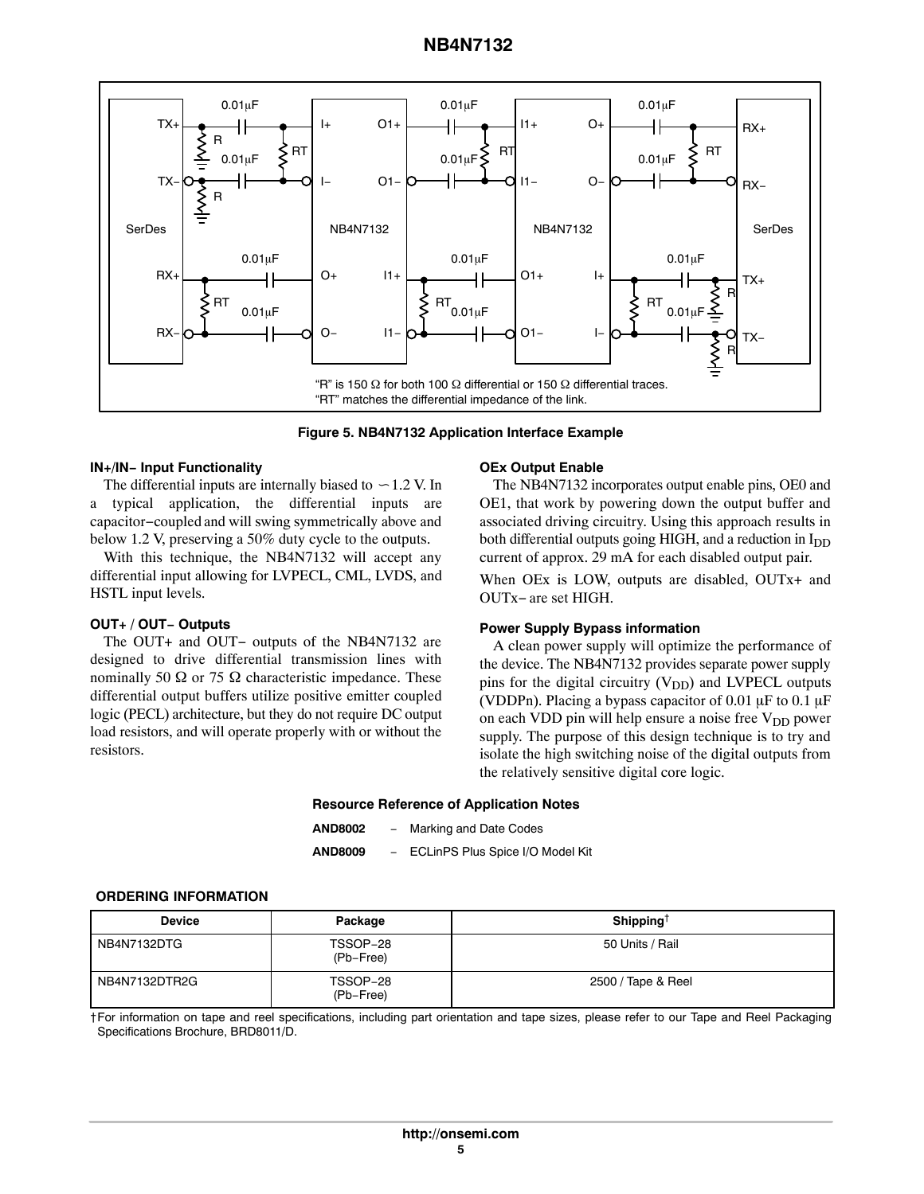"R" is 150 Ω for both 100 Ω differential or 150 Ω differential traces.
"RT" matches the differential impedance of the link.

**Figure 5. NB4N7132 Application Interface Example**

### IN+/IN− Input Functionality

The differential inputs are internally biased to ∽1.2 V. In a typical application, the differential inputs are capacitor−coupled and will swing symmetrically above and below 1.2 V, preserving a 50% duty cycle to the outputs.

With this technique, the NB4N7132 will accept any differential input allowing for LVPECL, CML, LVDS, and HSTL input levels.

### OUT+ / OUT− Outputs

The OUT+ and OUT− outputs of the NB4N7132 are designed to drive differential transmission lines with nominally 50 Ω or 75 Ω characteristic impedance. These differential output buffers utilize positive emitter coupled logic (PECL) architecture, but they do not require DC output load resistors, and will operate properly with or without the resistors.

### OEx Output Enable

The NB4N7132 incorporates output enable pins, OE0 and OE1, that work by powering down the output buffer and associated driving circuitry. Using this approach results in both differential outputs going HIGH, and a reduction in $I_{DD}$ current of approx. 29 mA for each disabled output pair.

When OEx is LOW, outputs are disabled, OUTx+ and OUTx− are set HIGH.

### Power Supply Bypass information

A clean power supply will optimize the performance of the device. The NB4N7132 provides separate power supply pins for the digital circuitry ($V_{DD}$) and LVPECL outputs (VDDPn). Placing a bypass capacitor of 0.01 μF to 0.1 μF on each VDD pin will help ensure a noise free $V_{DD}$ power supply. The purpose of this design technique is to try and isolate the high switching noise of the digital outputs from the relatively sensitive digital core logic.

### Resource Reference of Application Notes

**AND8002** − Marking and Date Codes

**AND8009** − ECLinPS Plus Spice I/O Model Kit

### ORDERING INFORMATION

| Device | Package | Shipping† |
|---|---|---|
| NB4N7132DTG | TSSOP−28 (Pb−Free) | 50 Units / Rail |
| NB4N7132DTR2G | TSSOP−28 (Pb−Free) | 2500 / Tape & Reel |

†For information on tape and reel specifications, including part orientation and tape sizes, please refer to our Tape and Reel Packaging Specifications Brochure, BRD8011/D.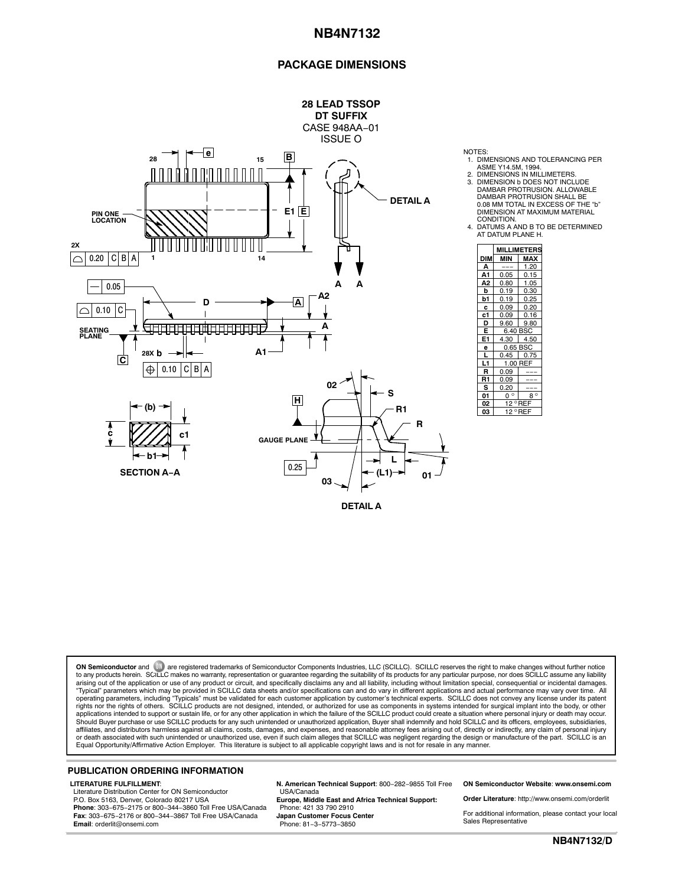## PACKAGE DIMENSIONS

**28 LEAD TSSOP**
**DT SUFFIX**
CASE 948AA−01
ISSUE O

NOTES:
1. DIMENSIONS AND TOLERANCING PER ASME Y14.5M, 1994.
2. DIMENSIONS IN MILLIMETERS.
3. DIMENSION b DOES NOT INCLUDE DAMBAR PROTRUSION. ALLOWABLE DAMBAR PROTRUSION SHALL BE 0.08 MM TOTAL IN EXCESS OF THE “b” DIMENSION AT MAXIMUM MATERIAL CONDITION.
4. DATUMS A AND B TO BE DETERMINED AT DATUM PLANE H.

| | MILLIMETERS | |
|---|---|---|
| DIM | MIN | MAX |
| A | --- | 1.20 |
| A1 | 0.05 | 0.15 |
| A2 | 0.80 | 1.05 |
| b | 0.19 | 0.30 |
| b1 | 0.19 | 0.25 |
| c | 0.09 | 0.20 |
| c1 | 0.09 | 0.16 |
| D | 9.60 | 9.80 |
| E | 6.40 BSC | |
| E1 | 4.30 | 4.50 |
| e | 0.65 BSC | |
| L | 0.45 | 0.75 |
| L1 | 1.00 REF | |
| R | 0.09 | --- |
| R1 | 0.09 | --- |
| S | 0.20 | --- |
| 01 | 0 ° | 8 ° |
| 02 | 12 ° REF | |
| 03 | 12 ° REF | |

28
15
e
B
E1
E
DETAIL A
PIN ONE LOCATION
2X
0.20 C B A
1
14
A A
0.05
A2
D
A
0.10 C
A
SEATING PLANE
C
28X b
A1
0.10 C B A
(b)
c
c1
b1
SECTION A−A
02
S
H
R1
R
GAUGE PLANE
L
0.25
(L1)
01
03
DETAIL A

**ON Semiconductor** and ON are registered trademarks of Semiconductor Components Industries, LLC (SCILLC). SCILLC reserves the right to make changes without further notice to any products herein. SCILLC makes no warranty, representation or guarantee regarding the suitability of its products for any particular purpose, nor does SCILLC assume any liability arising out of the application or use of any product or circuit, and specifically disclaims any and all liability, including without limitation special, consequential or incidental damages. “Typical” parameters which may be provided in SCILLC data sheets and/or specifications can and do vary in different applications and actual performance may vary over time. All operating parameters, including “Typicals” must be validated for each customer application by customer’s technical experts. SCILLC does not convey any license under its patent rights nor the rights of others. SCILLC products are not designed, intended, or authorized for use as components in systems intended for surgical implant into the body, or other applications intended to support or sustain life, or for any other application in which the failure of the SCILLC product could create a situation where personal injury or death may occur. Should Buyer purchase or use SCILLC products for any such unintended or unauthorized application, Buyer shall indemnify and hold SCILLC and its officers, employees, subsidiaries, affiliates, and distributors harmless against all claims, costs, damages, and expenses, and reasonable attorney fees arising out of, directly or indirectly, any claim of personal injury or death associated with such unintended or unauthorized use, even if such claim alleges that SCILLC was negligent regarding the design or manufacture of the part. SCILLC is an Equal Opportunity/Affirmative Action Employer. This literature is subject to all applicable copyright laws and is not for resale in any manner.

### PUBLICATION ORDERING INFORMATION

**LITERATURE FULFILLMENT**:
Literature Distribution Center for ON Semiconductor
P.O. Box 5163, Denver, Colorado 80217 USA
**Phone**: 303−675−2175 or 800−344−3860 Toll Free USA/Canada
**Fax**: 303−675−2176 or 800−344−3867 Toll Free USA/Canada
**Email**: orderlit@onsemi.com

**N. American Technical Support**: 800−282−9855 Toll Free USA/Canada
**Europe, Middle East and Africa Technical Support:**
Phone: 421 33 790 2910
**Japan Customer Focus Center**
Phone: 81−3−5773−3850

**ON Semiconductor Website**: **www.onsemi.com**

**Order Literature**: http://www.onsemi.com/orderlit

For additional information, please contact your local Sales Representative

**NB4N7132/D**